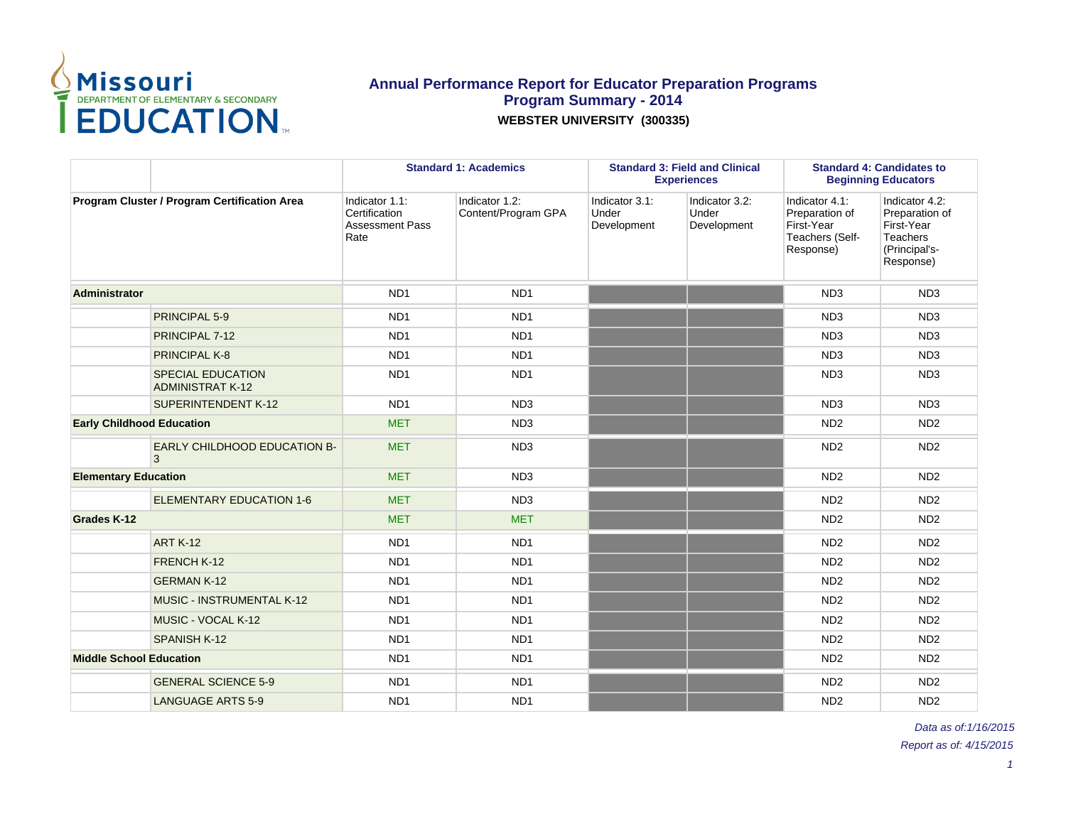# Annual Performance Report for Educator Preparation Programs
## Program Summary - 2014
### WEBSTER UNIVERSITY (300335)

| | | Standard 1: Academics | | Standard 3: Field and Clinical Experiences | | Standard 4: Candidates to Beginning Educators | |
|---|---|---|---|---|---|---|---|
| Program Cluster / Program Certification Area | | Indicator 1.1: Certification Assessment Pass Rate | Indicator 1.2: Content/Program GPA | Indicator 3.1: Under Development | Indicator 3.2: Under Development | Indicator 4.1: Preparation of First-Year Teachers (Self-Response) | Indicator 4.2: Preparation of First-Year Teachers (Principal's-Response) |
| **Administrator** | | ND1 | ND1 | | | ND3 | ND3 |
| | PRINCIPAL 5-9 | ND1 | ND1 | | | ND3 | ND3 |
| | PRINCIPAL 7-12 | ND1 | ND1 | | | ND3 | ND3 |
| | PRINCIPAL K-8 | ND1 | ND1 | | | ND3 | ND3 |
| | SPECIAL EDUCATION ADMINISTRAT K-12 | ND1 | ND1 | | | ND3 | ND3 |
| | SUPERINTENDENT K-12 | ND1 | ND3 | | | ND3 | ND3 |
| **Early Childhood Education** | | MET | ND3 | | | ND2 | ND2 |
| | EARLY CHILDHOOD EDUCATION B-3 | MET | ND3 | | | ND2 | ND2 |
| **Elementary Education** | | MET | ND3 | | | ND2 | ND2 |
| | ELEMENTARY EDUCATION 1-6 | MET | ND3 | | | ND2 | ND2 |
| **Grades K-12** | | MET | MET | | | ND2 | ND2 |
| | ART K-12 | ND1 | ND1 | | | ND2 | ND2 |
| | FRENCH K-12 | ND1 | ND1 | | | ND2 | ND2 |
| | GERMAN K-12 | ND1 | ND1 | | | ND2 | ND2 |
| | MUSIC - INSTRUMENTAL K-12 | ND1 | ND1 | | | ND2 | ND2 |
| | MUSIC - VOCAL K-12 | ND1 | ND1 | | | ND2 | ND2 |
| | SPANISH K-12 | ND1 | ND1 | | | ND2 | ND2 |
| **Middle School Education** | | ND1 | ND1 | | | ND2 | ND2 |
| | GENERAL SCIENCE 5-9 | ND1 | ND1 | | | ND2 | ND2 |
| | LANGUAGE ARTS 5-9 | ND1 | ND1 | | | ND2 | ND2 |

*Data as of:1/16/2015*

*Report as of: 4/15/2015*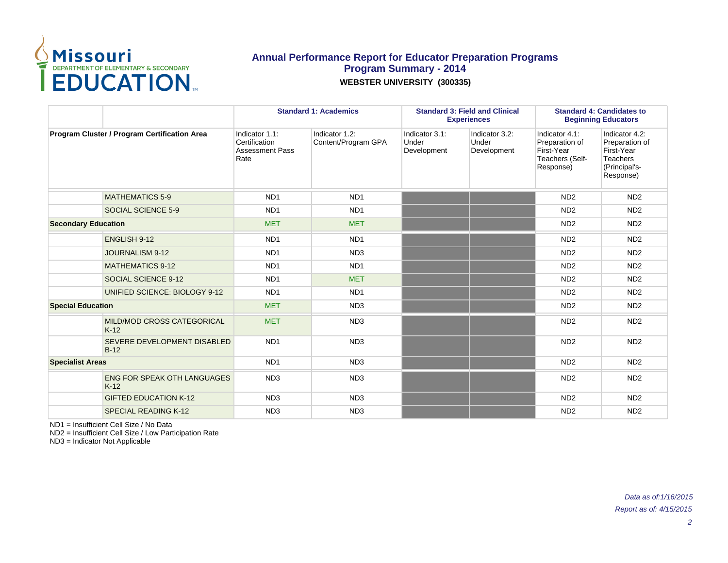# Annual Performance Report for Educator Preparation Programs
## Program Summary - 2014
**WEBSTER UNIVERSITY (300335)**

| | | Standard 1: Academics | | Standard 3: Field and Clinical Experiences | | Standard 4: Candidates to Beginning Educators | |
|---|---|---|---|---|---|---|---|
| **Program Cluster / Program Certification Area** | | Indicator 1.1: Certification Assessment Pass Rate | Indicator 1.2: Content/Program GPA | Indicator 3.1: Under Development | Indicator 3.2: Under Development | Indicator 4.1: Preparation of First-Year Teachers (Self-Response) | Indicator 4.2: Preparation of First-Year Teachers (Principal's-Response) |
| | MATHEMATICS 5-9 | ND1 | ND1 | | | ND2 | ND2 |
| | SOCIAL SCIENCE 5-9 | ND1 | ND1 | | | ND2 | ND2 |
| **Secondary Education** | | MET | MET | | | ND2 | ND2 |
| | ENGLISH 9-12 | ND1 | ND1 | | | ND2 | ND2 |
| | JOURNALISM 9-12 | ND1 | ND3 | | | ND2 | ND2 |
| | MATHEMATICS 9-12 | ND1 | ND1 | | | ND2 | ND2 |
| | SOCIAL SCIENCE 9-12 | ND1 | MET | | | ND2 | ND2 |
| | UNIFIED SCIENCE: BIOLOGY 9-12 | ND1 | ND1 | | | ND2 | ND2 |
| **Special Education** | | MET | ND3 | | | ND2 | ND2 |
| | MILD/MOD CROSS CATEGORICAL K-12 | MET | ND3 | | | ND2 | ND2 |
| | SEVERE DEVELOPMENT DISABLED B-12 | ND1 | ND3 | | | ND2 | ND2 |
| **Specialist Areas** | | ND1 | ND3 | | | ND2 | ND2 |
| | ENG FOR SPEAK OTH LANGUAGES K-12 | ND3 | ND3 | | | ND2 | ND2 |
| | GIFTED EDUCATION K-12 | ND3 | ND3 | | | ND2 | ND2 |
| | SPECIAL READING K-12 | ND3 | ND3 | | | ND2 | ND2 |

ND1 = Insufficient Cell Size / No Data
ND2 = Insufficient Cell Size / Low Participation Rate
ND3 = Indicator Not Applicable

*Data as of:1/16/2015*
*Report as of: 4/15/2015*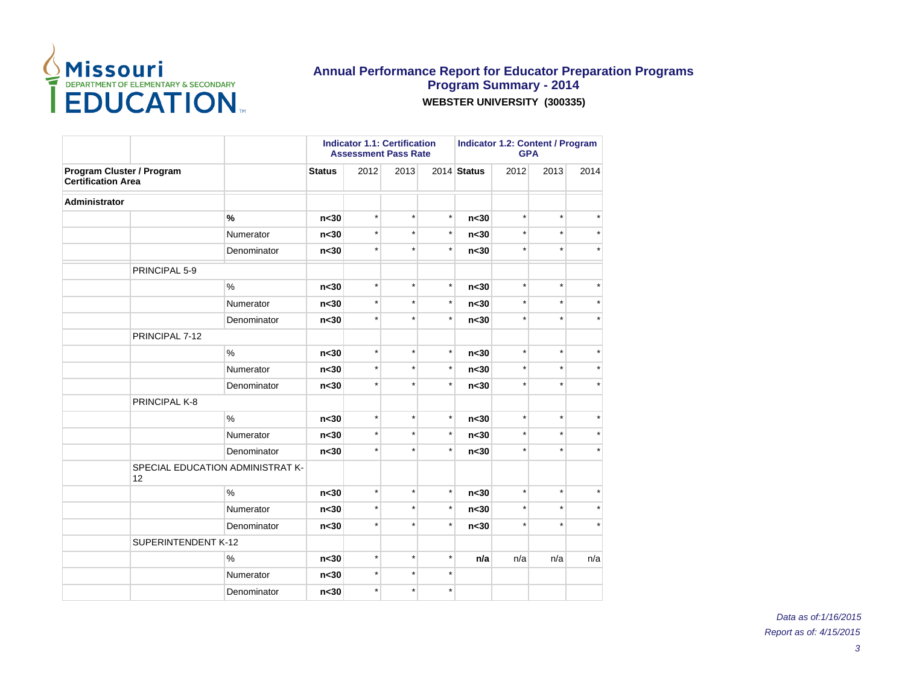# Annual Performance Report for Educator Preparation Programs

## Program Summary - 2014

**WEBSTER UNIVERSITY (300335)**

| | | | Indicator 1.1: Certification Assessment Pass Rate | | | | Indicator 1.2: Content / Program GPA | | | |
|---|---|---|---|---|---|---|---|---|---|---|
| **Program Cluster / Program Certification Area** | | | **Status** | 2012 | 2013 | 2014 | **Status** | 2012 | 2013 | 2014 |
| **Administrator** | | | | | | | | | | |
| | | **%** | **n<30** | * | * | * | **n<30** | * | * | * |
| | | Numerator | **n<30** | * | * | * | **n<30** | * | * | * |
| | | Denominator | **n<30** | * | * | * | **n<30** | * | * | * |
| | PRINCIPAL 5-9 | | | | | | | | | |
| | | % | **n<30** | * | * | * | **n<30** | * | * | * |
| | | Numerator | **n<30** | * | * | * | **n<30** | * | * | * |
| | | Denominator | **n<30** | * | * | * | **n<30** | * | * | * |
| | PRINCIPAL 7-12 | | | | | | | | | |
| | | % | **n<30** | * | * | * | **n<30** | * | * | * |
| | | Numerator | **n<30** | * | * | * | **n<30** | * | * | * |
| | | Denominator | **n<30** | * | * | * | **n<30** | * | * | * |
| | PRINCIPAL K-8 | | | | | | | | | |
| | | % | **n<30** | * | * | * | **n<30** | * | * | * |
| | | Numerator | **n<30** | * | * | * | **n<30** | * | * | * |
| | | Denominator | **n<30** | * | * | * | **n<30** | * | * | * |
| | SPECIAL EDUCATION ADMINISTRAT K-12 | | | | | | | | | |
| | | % | **n<30** | * | * | * | **n<30** | * | * | * |
| | | Numerator | **n<30** | * | * | * | **n<30** | * | * | * |
| | | Denominator | **n<30** | * | * | * | **n<30** | * | * | * |
| | SUPERINTENDENT K-12 | | | | | | | | | |
| | | % | **n<30** | * | * | * | **n/a** | n/a | n/a | n/a |
| | | Numerator | **n<30** | * | * | * | | | | |
| | | Denominator | **n<30** | * | * | * | | | | |

*Data as of:1/16/2015*

*Report as of: 4/15/2015*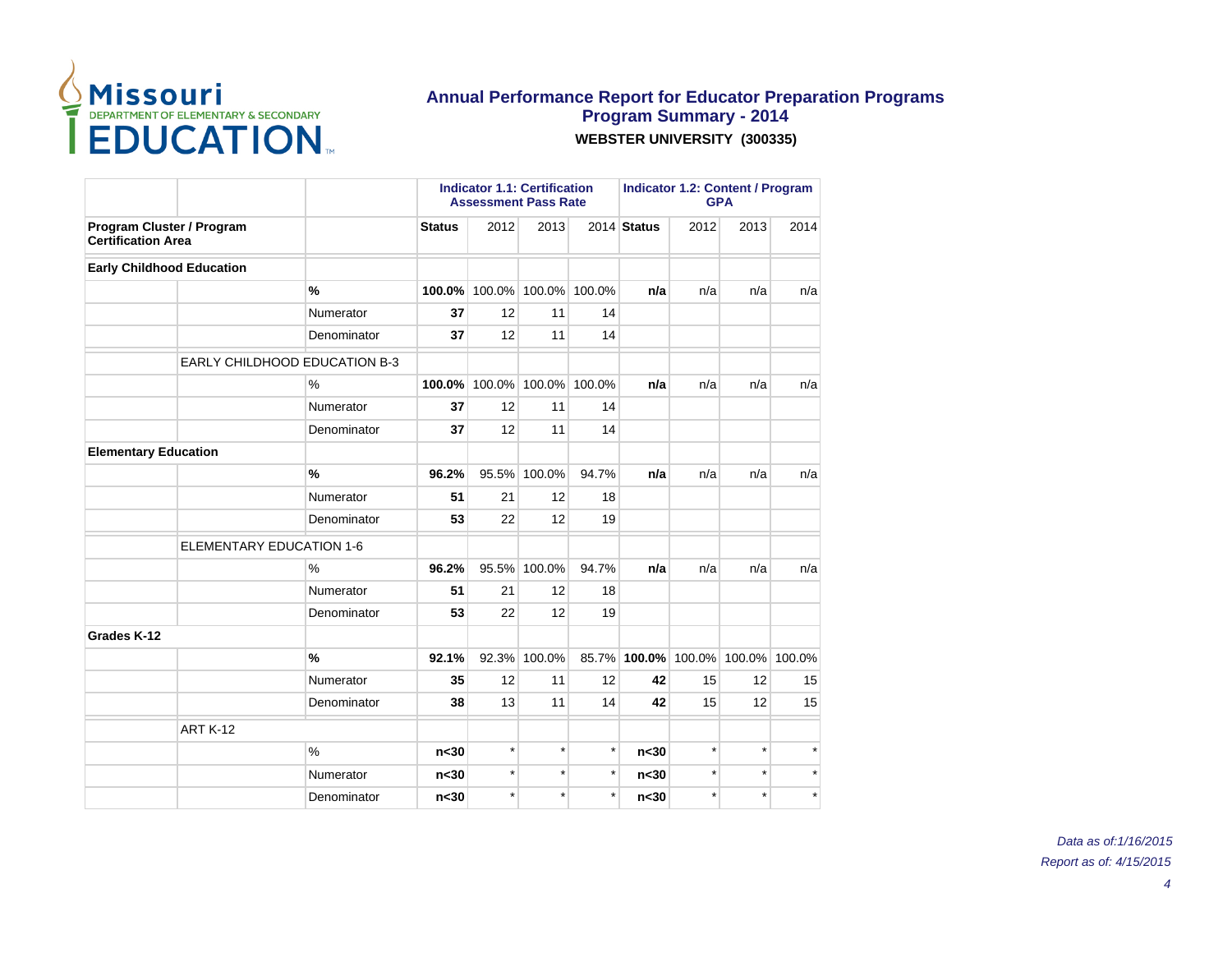# Annual Performance Report for Educator Preparation Programs

## Program Summary - 2014

**WEBSTER UNIVERSITY (300335)**

| Program Cluster / Program Certification Area | | | Indicator 1.1: Certification Assessment Pass Rate | | | | Indicator 1.2: Content / Program GPA | | | |
|---|---|---|---|---|---|---|---|---|---|---|
| | | | **Status** | 2012 | 2013 | 2014 | **Status** | 2012 | 2013 | 2014 |
| **Early Childhood Education** | | | | | | | | | | |
| | | **%** | **100.0%** | 100.0% | 100.0% | 100.0% | **n/a** | n/a | n/a | n/a |
| | | Numerator | **37** | 12 | 11 | 14 | | | | |
| | | Denominator | **37** | 12 | 11 | 14 | | | | |
| | EARLY CHILDHOOD EDUCATION B-3 | | | | | | | | | |
| | | % | **100.0%** | 100.0% | 100.0% | 100.0% | **n/a** | n/a | n/a | n/a |
| | | Numerator | **37** | 12 | 11 | 14 | | | | |
| | | Denominator | **37** | 12 | 11 | 14 | | | | |
| **Elementary Education** | | | | | | | | | | |
| | | **%** | **96.2%** | 95.5% | 100.0% | 94.7% | **n/a** | n/a | n/a | n/a |
| | | Numerator | **51** | 21 | 12 | 18 | | | | |
| | | Denominator | **53** | 22 | 12 | 19 | | | | |
| | ELEMENTARY EDUCATION 1-6 | | | | | | | | | |
| | | % | **96.2%** | 95.5% | 100.0% | 94.7% | **n/a** | n/a | n/a | n/a |
| | | Numerator | **51** | 21 | 12 | 18 | | | | |
| | | Denominator | **53** | 22 | 12 | 19 | | | | |
| **Grades K-12** | | | | | | | | | | |
| | | **%** | **92.1%** | 92.3% | 100.0% | 85.7% | **100.0%** | 100.0% | 100.0% | 100.0% |
| | | Numerator | **35** | 12 | 11 | 12 | **42** | 15 | 12 | 15 |
| | | Denominator | **38** | 13 | 11 | 14 | **42** | 15 | 12 | 15 |
| | ART K-12 | | | | | | | | | |
| | | % | **n<30** | * | * | * | **n<30** | * | * | * |
| | | Numerator | **n<30** | * | * | * | **n<30** | * | * | * |
| | | Denominator | **n<30** | * | * | * | **n<30** | * | * | * |

*Data as of:1/16/2015*

*Report as of: 4/15/2015*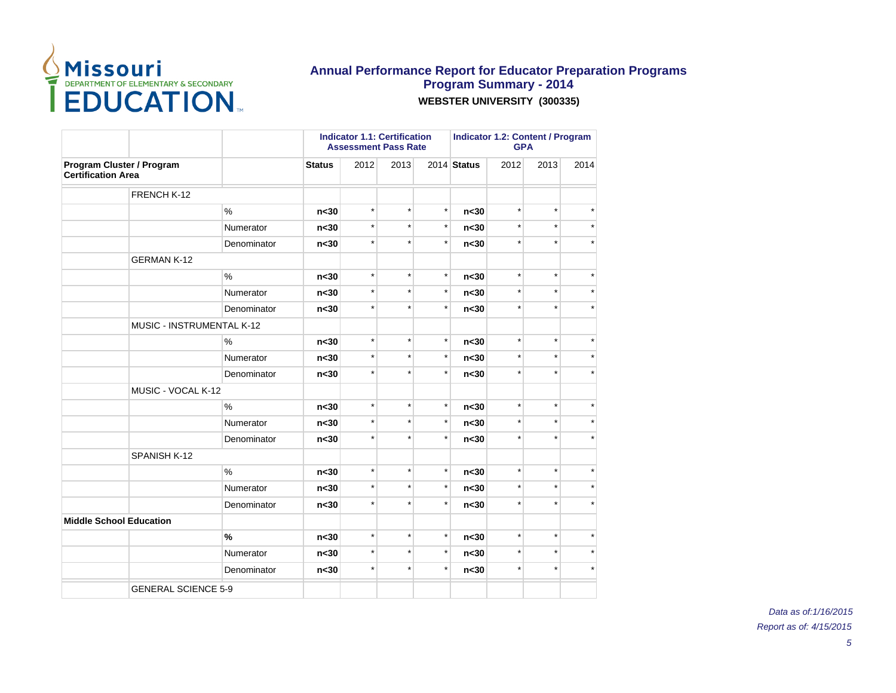# Annual Performance Report for Educator Preparation Programs
## Program Summary - 2014
### WEBSTER UNIVERSITY (300335)

| | | | Indicator 1.1: Certification Assessment Pass Rate | | | | Indicator 1.2: Content / Program GPA | | | |
|---|---|---|---|---|---|---|---|---|---|---|
| Program Cluster / Program Certification Area | | | Status | 2012 | 2013 | 2014 | Status | 2012 | 2013 | 2014 |
| | FRENCH K-12 | | | | | | | | | |
| | | % | n<30 | * | * | * | n<30 | * | * | * |
| | | Numerator | n<30 | * | * | * | n<30 | * | * | * |
| | | Denominator | n<30 | * | * | * | n<30 | * | * | * |
| | GERMAN K-12 | | | | | | | | | |
| | | % | n<30 | * | * | * | n<30 | * | * | * |
| | | Numerator | n<30 | * | * | * | n<30 | * | * | * |
| | | Denominator | n<30 | * | * | * | n<30 | * | * | * |
| | MUSIC - INSTRUMENTAL K-12 | | | | | | | | | |
| | | % | n<30 | * | * | * | n<30 | * | * | * |
| | | Numerator | n<30 | * | * | * | n<30 | * | * | * |
| | | Denominator | n<30 | * | * | * | n<30 | * | * | * |
| | MUSIC - VOCAL K-12 | | | | | | | | | |
| | | % | n<30 | * | * | * | n<30 | * | * | * |
| | | Numerator | n<30 | * | * | * | n<30 | * | * | * |
| | | Denominator | n<30 | * | * | * | n<30 | * | * | * |
| | SPANISH K-12 | | | | | | | | | |
| | | % | n<30 | * | * | * | n<30 | * | * | * |
| | | Numerator | n<30 | * | * | * | n<30 | * | * | * |
| | | Denominator | n<30 | * | * | * | n<30 | * | * | * |
| **Middle School Education** | | | | | | | | | | |
| | | **%** | n<30 | * | * | * | n<30 | * | * | * |
| | | Numerator | n<30 | * | * | * | n<30 | * | * | * |
| | | Denominator | n<30 | * | * | * | n<30 | * | * | * |
| | GENERAL SCIENCE 5-9 | | | | | | | | | |

*Data as of:1/16/2015*

*Report as of: 4/15/2015*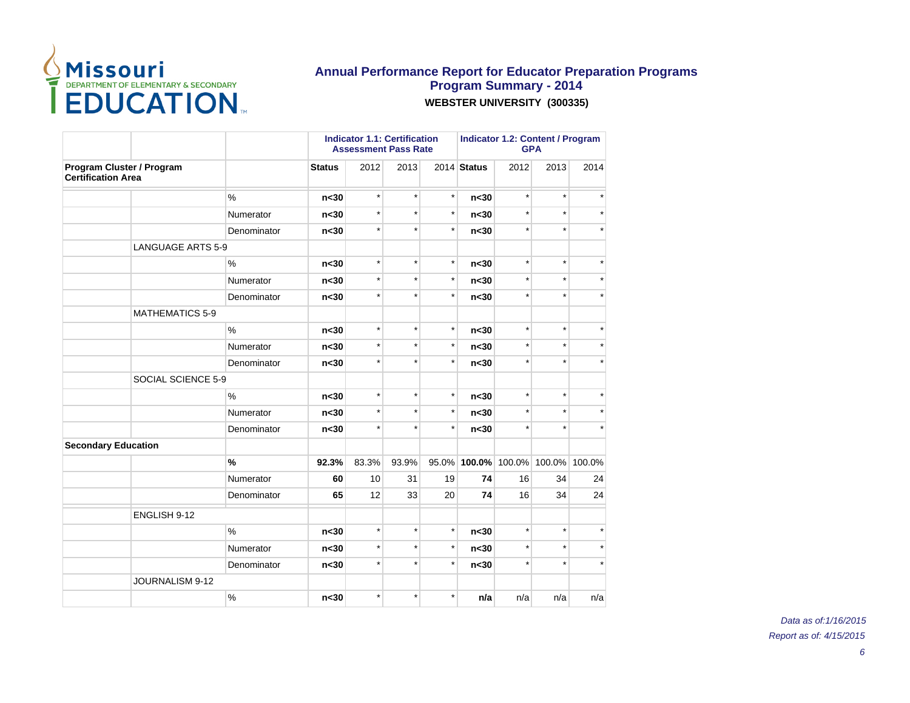# Annual Performance Report for Educator Preparation Programs
## Program Summary - 2014
**WEBSTER UNIVERSITY (300335)**

| | | | Indicator 1.1: Certification Assessment Pass Rate | | | | Indicator 1.2: Content / Program GPA | | | |
|---|---|---|---|---|---|---|---|---|---|---|
| **Program Cluster / Program Certification Area** | | | **Status** | 2012 | 2013 | 2014 | **Status** | 2012 | 2013 | 2014 |
| | | % | **n<30** | * | * | * | **n<30** | * | * | * |
| | | Numerator | **n<30** | * | * | * | **n<30** | * | * | * |
| | | Denominator | **n<30** | * | * | * | **n<30** | * | * | * |
| | LANGUAGE ARTS 5-9 | | | | | | | | | |
| | | % | **n<30** | * | * | * | **n<30** | * | * | * |
| | | Numerator | **n<30** | * | * | * | **n<30** | * | * | * |
| | | Denominator | **n<30** | * | * | * | **n<30** | * | * | * |
| | MATHEMATICS 5-9 | | | | | | | | | |
| | | % | **n<30** | * | * | * | **n<30** | * | * | * |
| | | Numerator | **n<30** | * | * | * | **n<30** | * | * | * |
| | | Denominator | **n<30** | * | * | * | **n<30** | * | * | * |
| | SOCIAL SCIENCE 5-9 | | | | | | | | | |
| | | % | **n<30** | * | * | * | **n<30** | * | * | * |
| | | Numerator | **n<30** | * | * | * | **n<30** | * | * | * |
| | | Denominator | **n<30** | * | * | * | **n<30** | * | * | * |
| **Secondary Education** | | | | | | | | | | |
| | | **%** | **92.3%** | 83.3% | 93.9% | 95.0% | **100.0%** | 100.0% | 100.0% | 100.0% |
| | | Numerator | **60** | 10 | 31 | 19 | **74** | 16 | 34 | 24 |
| | | Denominator | **65** | 12 | 33 | 20 | **74** | 16 | 34 | 24 |
| | ENGLISH 9-12 | | | | | | | | | |
| | | % | **n<30** | * | * | * | **n<30** | * | * | * |
| | | Numerator | **n<30** | * | * | * | **n<30** | * | * | * |
| | | Denominator | **n<30** | * | * | * | **n<30** | * | * | * |
| | JOURNALISM 9-12 | | | | | | | | | |
| | | % | **n<30** | * | * | * | **n/a** | n/a | n/a | n/a |

*Data as of:1/16/2015*

*Report as of: 4/15/2015*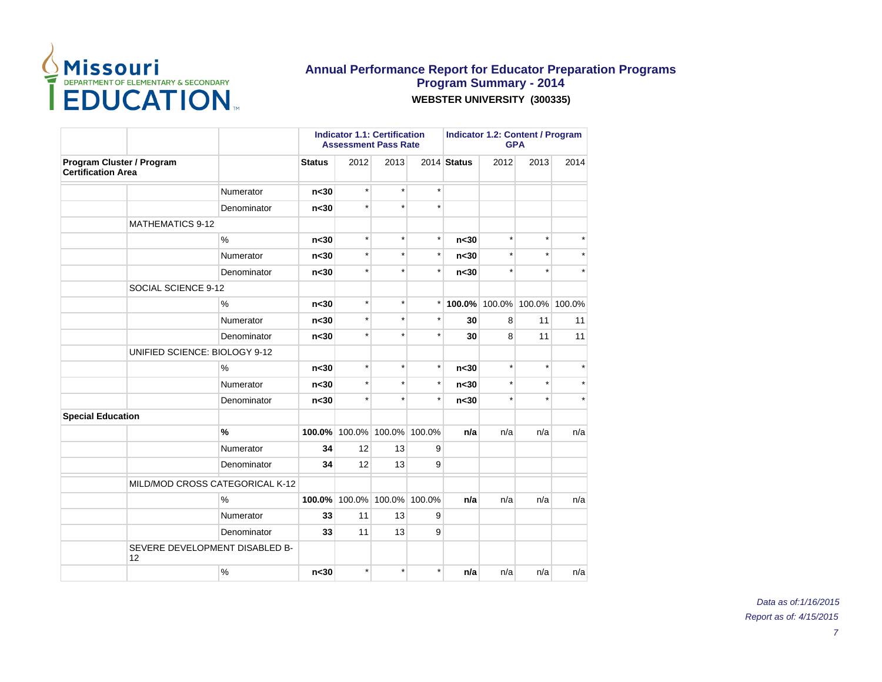# Annual Performance Report for Educator Preparation Programs
## Program Summary - 2014
**WEBSTER UNIVERSITY (300335)**

| | | | **Indicator 1.1: Certification Assessment Pass Rate** | | | | **Indicator 1.2: Content / Program GPA** | | | |
|---|---|---|---|---|---|---|---|---|---|---|
| **Program Cluster / Program Certification Area** | | | **Status** | 2012 | 2013 | 2014 | **Status** | 2012 | 2013 | 2014 |
| | | Numerator | **n<30** | * | * | * | | | | |
| | | Denominator | **n<30** | * | * | * | | | | |
| | MATHEMATICS 9-12 | | | | | | | | | |
| | | % | **n<30** | * | * | * | **n<30** | * | * | * |
| | | Numerator | **n<30** | * | * | * | **n<30** | * | * | * |
| | | Denominator | **n<30** | * | * | * | **n<30** | * | * | * |
| | SOCIAL SCIENCE 9-12 | | | | | | | | | |
| | | % | **n<30** | * | * | * | **100.0%** | 100.0% | 100.0% | 100.0% |
| | | Numerator | **n<30** | * | * | * | **30** | 8 | 11 | 11 |
| | | Denominator | **n<30** | * | * | * | **30** | 8 | 11 | 11 |
| | UNIFIED SCIENCE: BIOLOGY 9-12 | | | | | | | | | |
| | | % | **n<30** | * | * | * | **n<30** | * | * | * |
| | | Numerator | **n<30** | * | * | * | **n<30** | * | * | * |
| | | Denominator | **n<30** | * | * | * | **n<30** | * | * | * |
| **Special Education** | | | | | | | | | | |
| | | **%** | **100.0%** | 100.0% | 100.0% | 100.0% | **n/a** | n/a | n/a | n/a |
| | | Numerator | **34** | 12 | 13 | 9 | | | | |
| | | Denominator | **34** | 12 | 13 | 9 | | | | |
| | MILD/MOD CROSS CATEGORICAL K-12 | | | | | | | | | |
| | | % | **100.0%** | 100.0% | 100.0% | 100.0% | **n/a** | n/a | n/a | n/a |
| | | Numerator | **33** | 11 | 13 | 9 | | | | |
| | | Denominator | **33** | 11 | 13 | 9 | | | | |
| | SEVERE DEVELOPMENT DISABLED B-12 | | | | | | | | | |
| | | % | **n<30** | * | * | * | **n/a** | n/a | n/a | n/a |

*Data as of:1/16/2015*

*Report as of: 4/15/2015*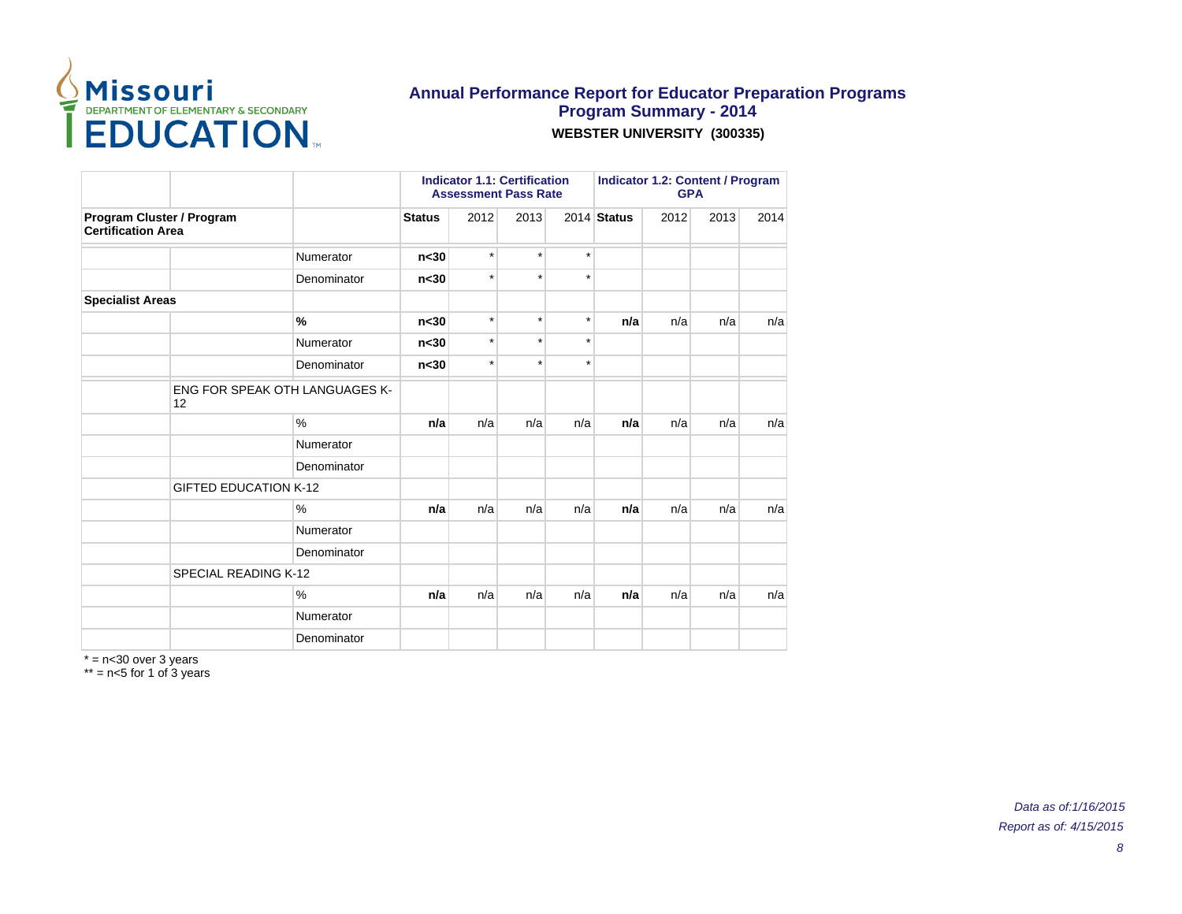# Annual Performance Report for Educator Preparation Programs
## Program Summary - 2014
**WEBSTER UNIVERSITY (300335)**

| | | | Indicator 1.1: Certification Assessment Pass Rate | | | | Indicator 1.2: Content / Program GPA | | | |
|---|---|---|---|---|---|---|---|---|---|---|
| **Program Cluster / Program Certification Area** | | | **Status** | 2012 | 2013 | 2014 | **Status** | 2012 | 2013 | 2014 |
| | | Numerator | **n<30** | * | * | * | | | | |
| | | Denominator | **n<30** | * | * | * | | | | |
| **Specialist Areas** | | | | | | | | | | |
| | | **%** | **n<30** | * | * | * | **n/a** | n/a | n/a | n/a |
| | | Numerator | **n<30** | * | * | * | | | | |
| | | Denominator | **n<30** | * | * | * | | | | |
| | ENG FOR SPEAK OTH LANGUAGES K-12 | | | | | | | | | |
| | | % | **n/a** | n/a | n/a | n/a | **n/a** | n/a | n/a | n/a |
| | | Numerator | | | | | | | | |
| | | Denominator | | | | | | | | |
| | GIFTED EDUCATION K-12 | | | | | | | | | |
| | | % | **n/a** | n/a | n/a | n/a | **n/a** | n/a | n/a | n/a |
| | | Numerator | | | | | | | | |
| | | Denominator | | | | | | | | |
| | SPECIAL READING K-12 | | | | | | | | | |
| | | % | **n/a** | n/a | n/a | n/a | **n/a** | n/a | n/a | n/a |
| | | Numerator | | | | | | | | |
| | | Denominator | | | | | | | | |

* = n<30 over 3 years
** = n<5 for 1 of 3 years

*Data as of:1/16/2015*
*Report as of: 4/15/2015*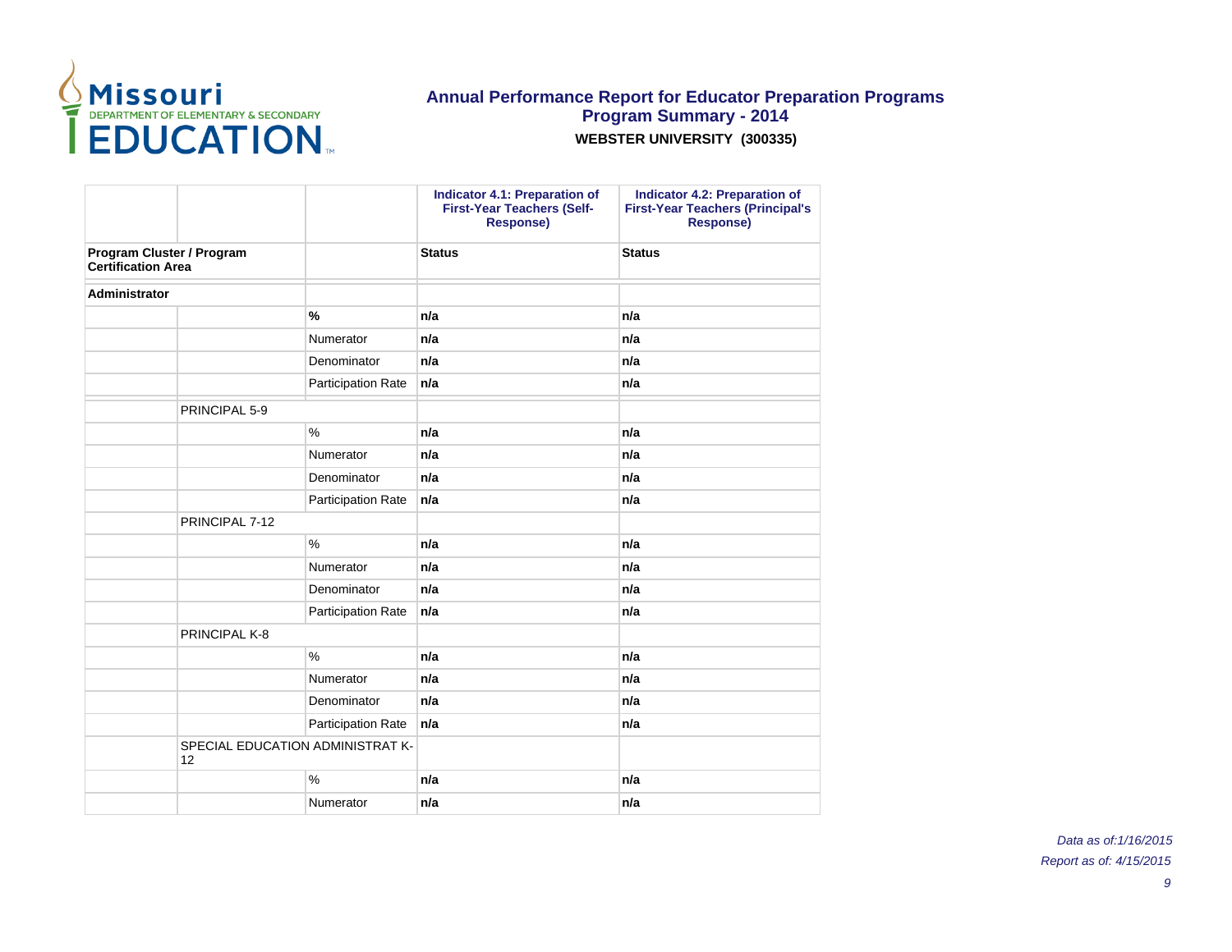# Annual Performance Report for Educator Preparation Programs
## Program Summary - 2014
**WEBSTER UNIVERSITY (300335)**

| | | | Indicator 4.1: Preparation of First-Year Teachers (Self-Response) | Indicator 4.2: Preparation of First-Year Teachers (Principal's Response) |
|---|---|---|---|---|
| **Program Cluster / Program Certification Area** | | | **Status** | **Status** |
| **Administrator** | | | | |
| | | **%** | **n/a** | **n/a** |
| | | Numerator | **n/a** | **n/a** |
| | | Denominator | **n/a** | **n/a** |
| | | Participation Rate | **n/a** | **n/a** |
| | PRINCIPAL 5-9 | | | |
| | | % | **n/a** | **n/a** |
| | | Numerator | **n/a** | **n/a** |
| | | Denominator | **n/a** | **n/a** |
| | | Participation Rate | **n/a** | **n/a** |
| | PRINCIPAL 7-12 | | | |
| | | % | **n/a** | **n/a** |
| | | Numerator | **n/a** | **n/a** |
| | | Denominator | **n/a** | **n/a** |
| | | Participation Rate | **n/a** | **n/a** |
| | PRINCIPAL K-8 | | | |
| | | % | **n/a** | **n/a** |
| | | Numerator | **n/a** | **n/a** |
| | | Denominator | **n/a** | **n/a** |
| | | Participation Rate | **n/a** | **n/a** |
| | SPECIAL EDUCATION ADMINISTRAT K-12 | | | |
| | | % | **n/a** | **n/a** |
| | | Numerator | **n/a** | **n/a** |

*Data as of:1/16/2015*
*Report as of: 4/15/2015*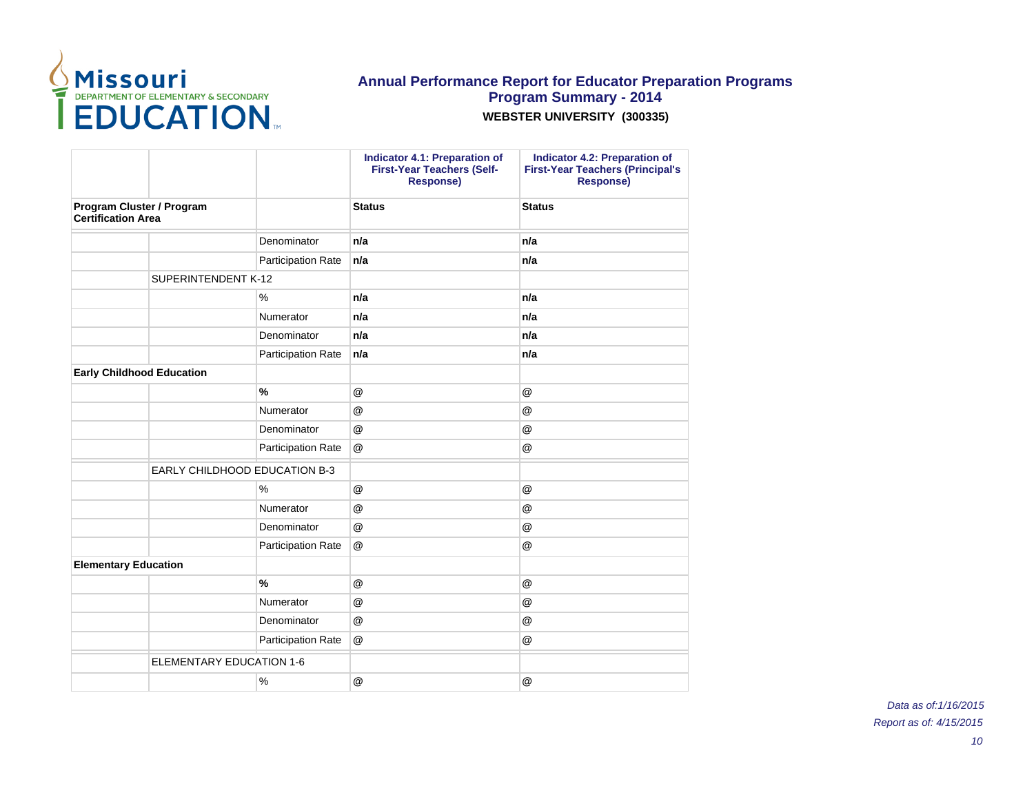# Annual Performance Report for Educator Preparation Programs
## Program Summary - 2014
**WEBSTER UNIVERSITY (300335)**

| | | | Indicator 4.1: Preparation of First-Year Teachers (Self-Response) | Indicator 4.2: Preparation of First-Year Teachers (Principal's Response) |
|---|---|---|---|---|
| **Program Cluster / Program Certification Area** | | | **Status** | **Status** |
| | | Denominator | **n/a** | **n/a** |
| | | Participation Rate | **n/a** | **n/a** |
| | SUPERINTENDENT K-12 | | | |
| | | % | **n/a** | **n/a** |
| | | Numerator | **n/a** | **n/a** |
| | | Denominator | **n/a** | **n/a** |
| | | Participation Rate | **n/a** | **n/a** |
| **Early Childhood Education** | | | | |
| | | **%** | @ | @ |
| | | Numerator | @ | @ |
| | | Denominator | @ | @ |
| | | Participation Rate | @ | @ |
| | EARLY CHILDHOOD EDUCATION B-3 | | | |
| | | % | @ | @ |
| | | Numerator | @ | @ |
| | | Denominator | @ | @ |
| | | Participation Rate | @ | @ |
| **Elementary Education** | | | | |
| | | **%** | @ | @ |
| | | Numerator | @ | @ |
| | | Denominator | @ | @ |
| | | Participation Rate | @ | @ |
| | ELEMENTARY EDUCATION 1-6 | | | |
| | | % | @ | @ |

*Data as of:1/16/2015*

*Report as of: 4/15/2015*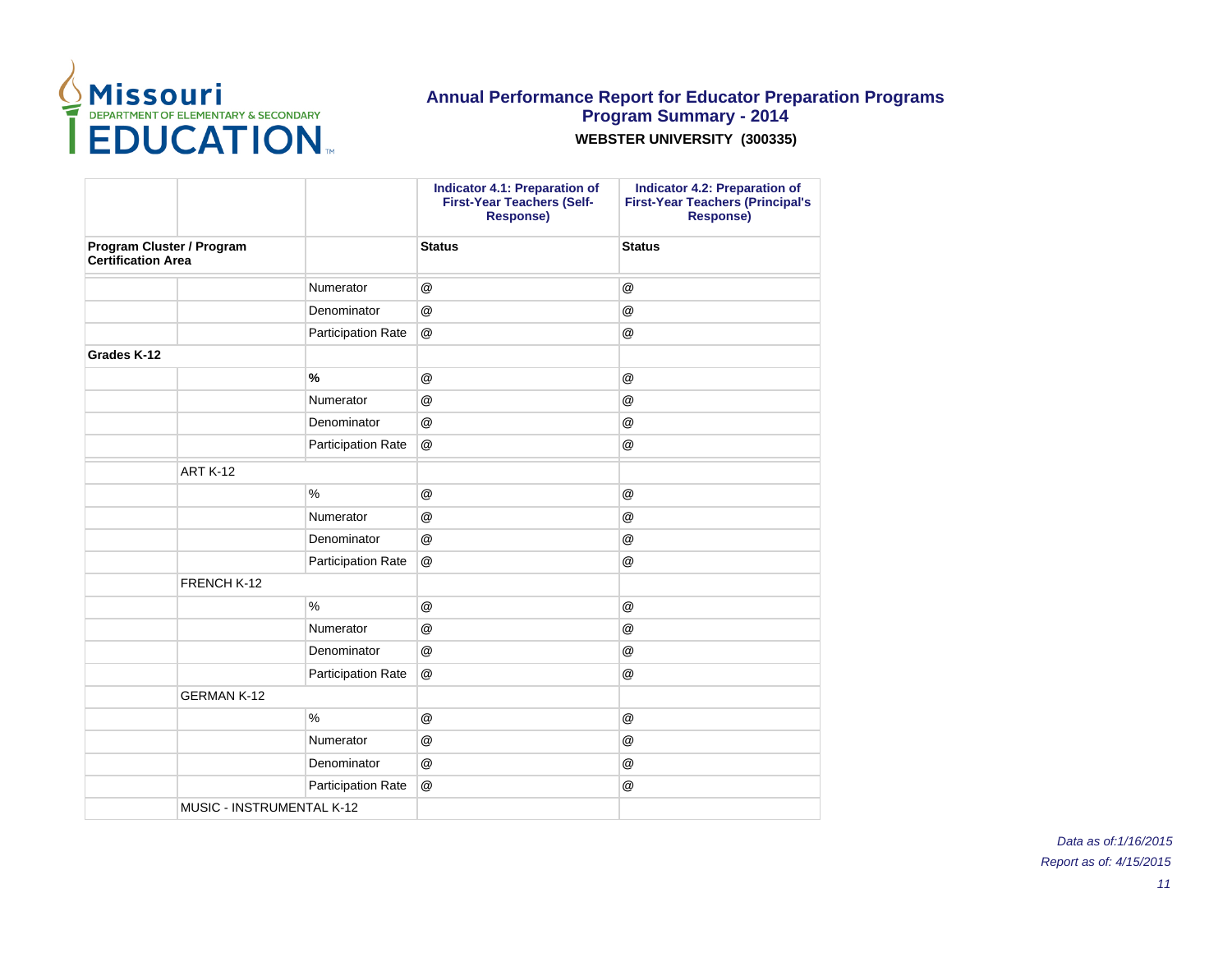# Annual Performance Report for Educator Preparation Programs
## Program Summary - 2014
**WEBSTER UNIVERSITY (300335)**

| | | | Indicator 4.1: Preparation of First-Year Teachers (Self-Response) | Indicator 4.2: Preparation of First-Year Teachers (Principal's Response) |
|---|---|---|---|---|
| **Program Cluster / Program Certification Area** | | | **Status** | **Status** |
| | | Numerator | @ | @ |
| | | Denominator | @ | @ |
| | | Participation Rate | @ | @ |
| **Grades K-12** | | | | |
| | | **%** | @ | @ |
| | | Numerator | @ | @ |
| | | Denominator | @ | @ |
| | | Participation Rate | @ | @ |
| | ART K-12 | | | |
| | | % | @ | @ |
| | | Numerator | @ | @ |
| | | Denominator | @ | @ |
| | | Participation Rate | @ | @ |
| | FRENCH K-12 | | | |
| | | % | @ | @ |
| | | Numerator | @ | @ |
| | | Denominator | @ | @ |
| | | Participation Rate | @ | @ |
| | GERMAN K-12 | | | |
| | | % | @ | @ |
| | | Numerator | @ | @ |
| | | Denominator | @ | @ |
| | | Participation Rate | @ | @ |
| | MUSIC - INSTRUMENTAL K-12 | | | |

*Data as of:1/16/2015*

*Report as of: 4/15/2015*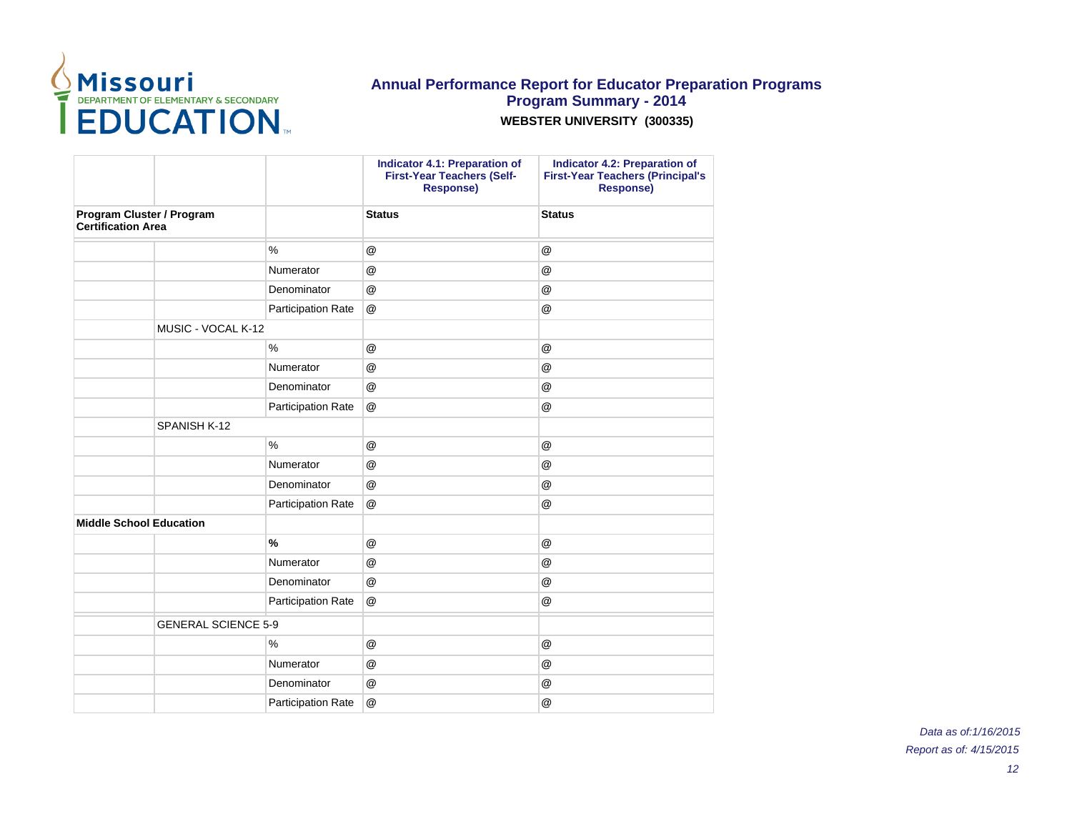# Annual Performance Report for Educator Preparation Programs

## Program Summary - 2014

**WEBSTER UNIVERSITY (300335)**

| | | | Indicator 4.1: Preparation of First-Year Teachers (Self-Response) | Indicator 4.2: Preparation of First-Year Teachers (Principal's Response) |
|---|---|---|---|---|
| **Program Cluster / Program Certification Area** | | | **Status** | **Status** |
| | | % | @ | @ |
| | | Numerator | @ | @ |
| | | Denominator | @ | @ |
| | | Participation Rate | @ | @ |
| | MUSIC - VOCAL K-12 | | | |
| | | % | @ | @ |
| | | Numerator | @ | @ |
| | | Denominator | @ | @ |
| | | Participation Rate | @ | @ |
| | SPANISH K-12 | | | |
| | | % | @ | @ |
| | | Numerator | @ | @ |
| | | Denominator | @ | @ |
| | | Participation Rate | @ | @ |
| **Middle School Education** | | | | |
| | | **%** | @ | @ |
| | | Numerator | @ | @ |
| | | Denominator | @ | @ |
| | | Participation Rate | @ | @ |
| | GENERAL SCIENCE 5-9 | | | |
| | | % | @ | @ |
| | | Numerator | @ | @ |
| | | Denominator | @ | @ |
| | | Participation Rate | @ | @ |

*Data as of:1/16/2015*

*Report as of: 4/15/2015*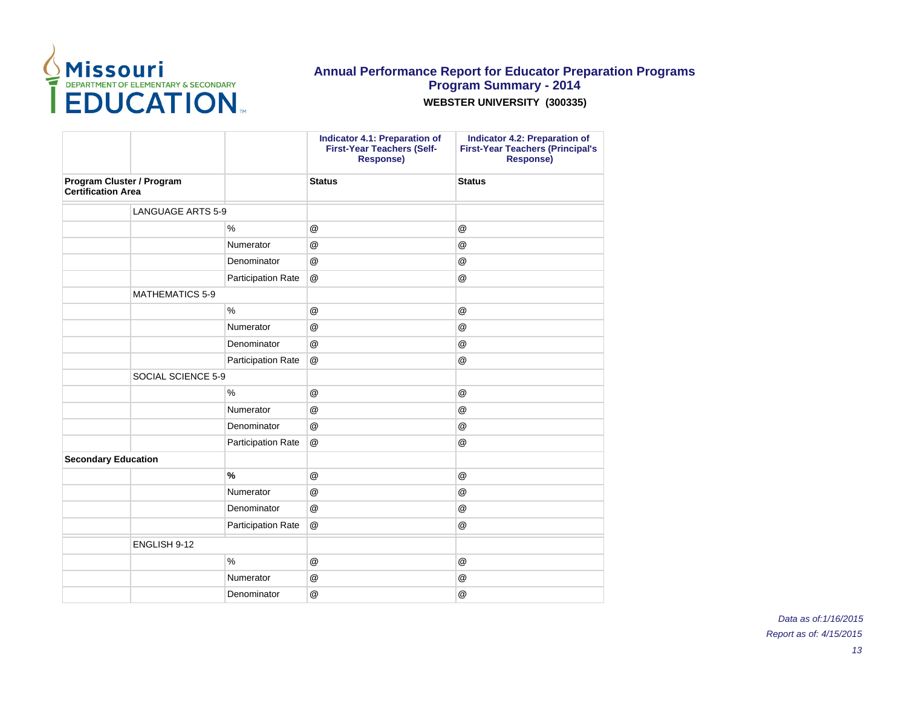# Annual Performance Report for Educator Preparation Programs

## Program Summary - 2014

**WEBSTER UNIVERSITY (300335)**

| | | | Indicator 4.1: Preparation of First-Year Teachers (Self-Response) | Indicator 4.2: Preparation of First-Year Teachers (Principal's Response) |
|---|---|---|---|---|
| **Program Cluster / Program Certification Area** | | | **Status** | **Status** |
| | LANGUAGE ARTS 5-9 | | | |
| | | % | @ | @ |
| | | Numerator | @ | @ |
| | | Denominator | @ | @ |
| | | Participation Rate | @ | @ |
| | MATHEMATICS 5-9 | | | |
| | | % | @ | @ |
| | | Numerator | @ | @ |
| | | Denominator | @ | @ |
| | | Participation Rate | @ | @ |
| | SOCIAL SCIENCE 5-9 | | | |
| | | % | @ | @ |
| | | Numerator | @ | @ |
| | | Denominator | @ | @ |
| | | Participation Rate | @ | @ |
| **Secondary Education** | | | | |
| | | **%** | @ | @ |
| | | Numerator | @ | @ |
| | | Denominator | @ | @ |
| | | Participation Rate | @ | @ |
| | ENGLISH 9-12 | | | |
| | | % | @ | @ |
| | | Numerator | @ | @ |
| | | Denominator | @ | @ |

*Data as of:1/16/2015*

*Report as of: 4/15/2015*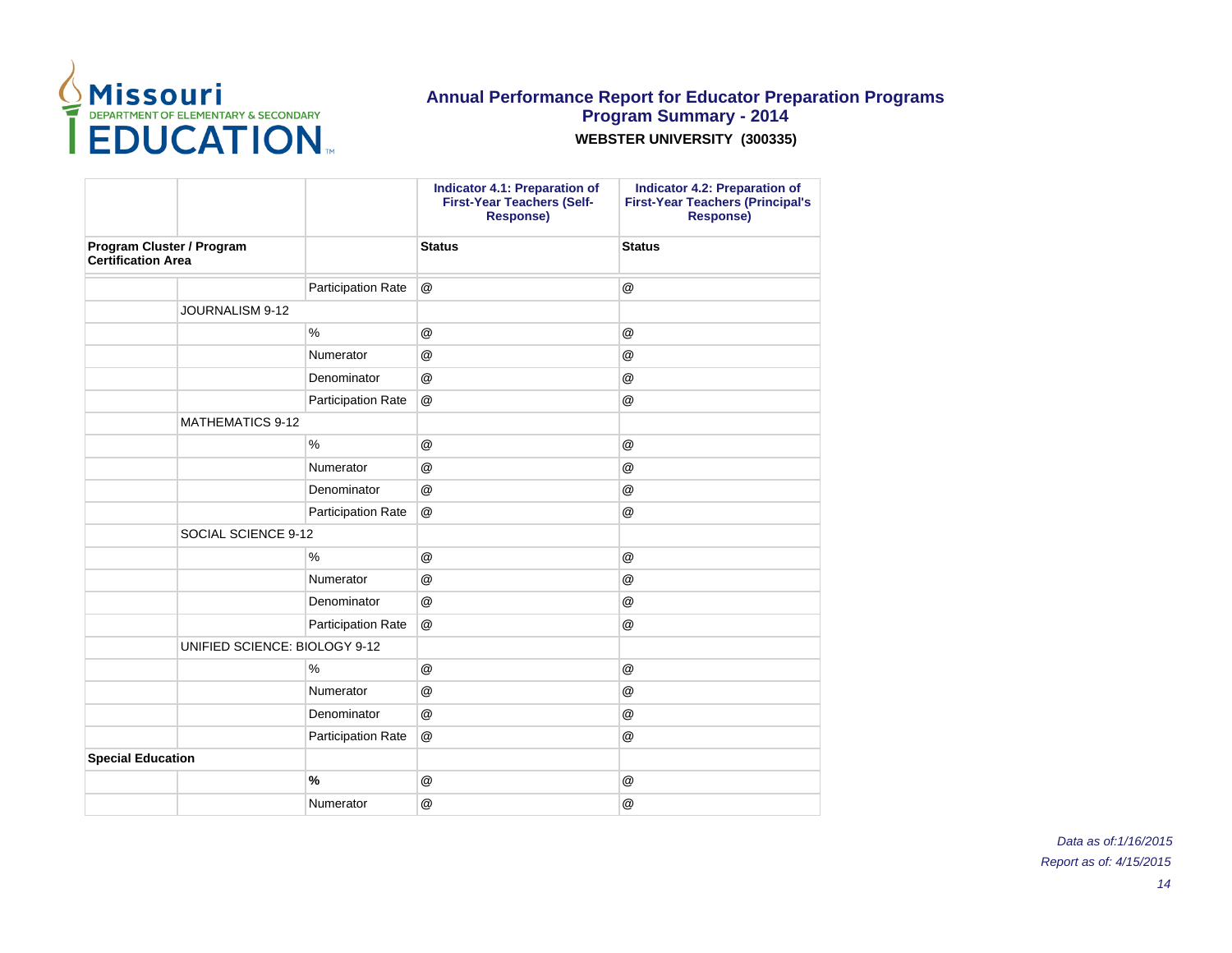## Annual Performance Report for Educator Preparation Programs
## Program Summary - 2014
**WEBSTER UNIVERSITY (300335)**

| | | | Indicator 4.1: Preparation of First-Year Teachers (Self-Response) | Indicator 4.2: Preparation of First-Year Teachers (Principal's Response) |
|---|---|---|---|---|
| **Program Cluster / Program Certification Area** | | | **Status** | **Status** |
| | | Participation Rate | @ | @ |
| | JOURNALISM 9-12 | | | |
| | | % | @ | @ |
| | | Numerator | @ | @ |
| | | Denominator | @ | @ |
| | | Participation Rate | @ | @ |
| | MATHEMATICS 9-12 | | | |
| | | % | @ | @ |
| | | Numerator | @ | @ |
| | | Denominator | @ | @ |
| | | Participation Rate | @ | @ |
| | SOCIAL SCIENCE 9-12 | | | |
| | | % | @ | @ |
| | | Numerator | @ | @ |
| | | Denominator | @ | @ |
| | | Participation Rate | @ | @ |
| | UNIFIED SCIENCE: BIOLOGY 9-12 | | | |
| | | % | @ | @ |
| | | Numerator | @ | @ |
| | | Denominator | @ | @ |
| | | Participation Rate | @ | @ |
| **Special Education** | | | | |
| | | **%** | @ | @ |
| | | Numerator | @ | @ |

*Data as of:1/16/2015*

*Report as of: 4/15/2015*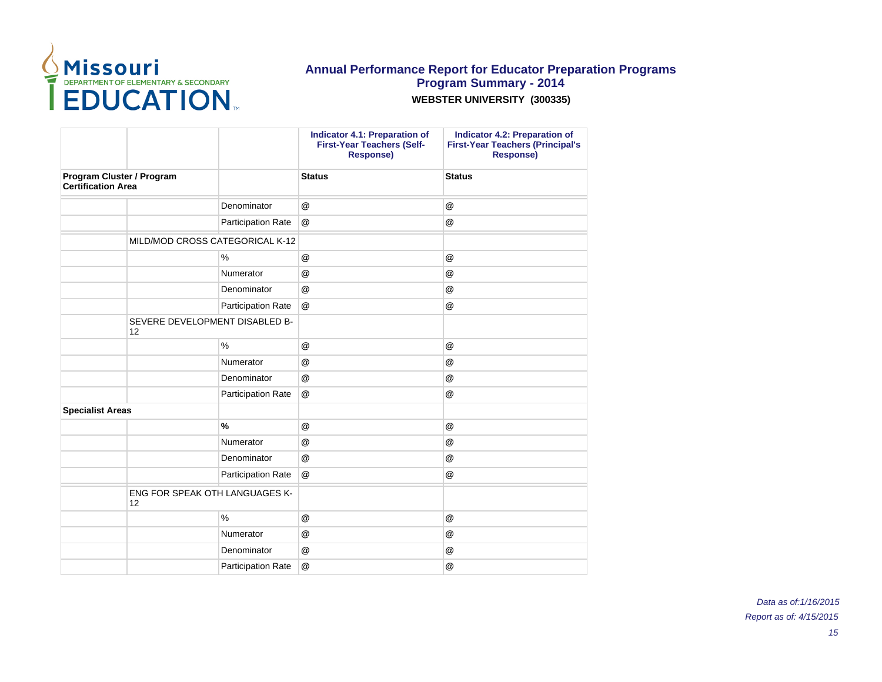# Annual Performance Report for Educator Preparation Programs

## Program Summary - 2014

**WEBSTER UNIVERSITY (300335)**

| | | | Indicator 4.1: Preparation of First-Year Teachers (Self-Response) | Indicator 4.2: Preparation of First-Year Teachers (Principal's Response) |
|---|---|---|---|---|
| **Program Cluster / Program Certification Area** | | | **Status** | **Status** |
| | | Denominator | @ | @ |
| | | Participation Rate | @ | @ |
| | MILD/MOD CROSS CATEGORICAL K-12 | | | |
| | | % | @ | @ |
| | | Numerator | @ | @ |
| | | Denominator | @ | @ |
| | | Participation Rate | @ | @ |
| | SEVERE DEVELOPMENT DISABLED B-12 | | | |
| | | % | @ | @ |
| | | Numerator | @ | @ |
| | | Denominator | @ | @ |
| | | Participation Rate | @ | @ |
| **Specialist Areas** | | | | |
| | | **%** | @ | @ |
| | | Numerator | @ | @ |
| | | Denominator | @ | @ |
| | | Participation Rate | @ | @ |
| | ENG FOR SPEAK OTH LANGUAGES K-12 | | | |
| | | % | @ | @ |
| | | Numerator | @ | @ |
| | | Denominator | @ | @ |
| | | Participation Rate | @ | @ |

*Data as of:1/16/2015*

*Report as of: 4/15/2015*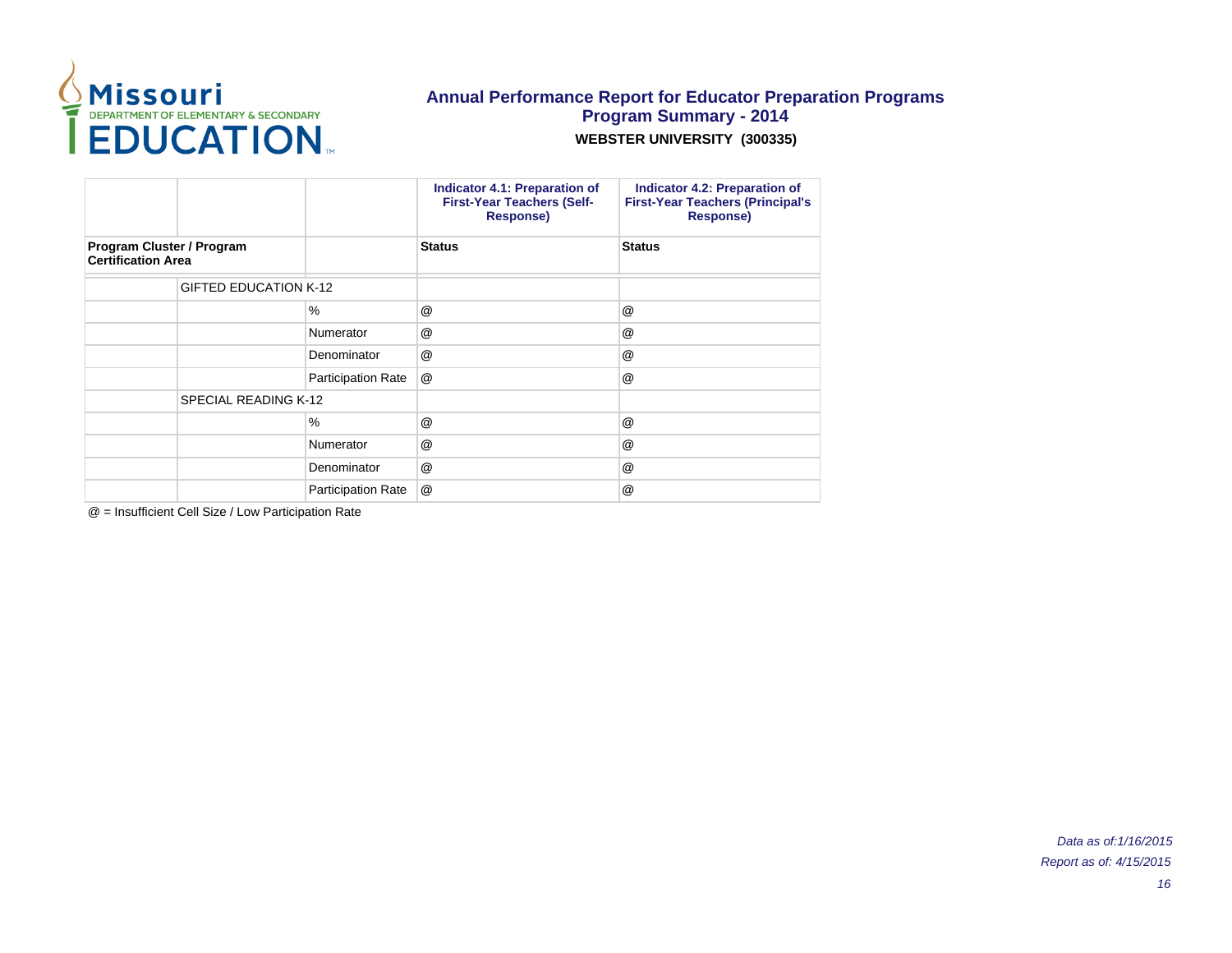# Annual Performance Report for Educator Preparation Programs
## Program Summary - 2014
**WEBSTER UNIVERSITY (300335)**

| | | | Indicator 4.1: Preparation of First-Year Teachers (Self-Response) | Indicator 4.2: Preparation of First-Year Teachers (Principal's Response) |
|---|---|---|---|---|
| **Program Cluster / Program Certification Area** | | | **Status** | **Status** |
| | GIFTED EDUCATION K-12 | | | |
| | | % | @ | @ |
| | | Numerator | @ | @ |
| | | Denominator | @ | @ |
| | | Participation Rate | @ | @ |
| | SPECIAL READING K-12 | | | |
| | | % | @ | @ |
| | | Numerator | @ | @ |
| | | Denominator | @ | @ |
| | | Participation Rate | @ | @ |

@ = Insufficient Cell Size / Low Participation Rate

*Data as of:1/16/2015*

*Report as of: 4/15/2015*